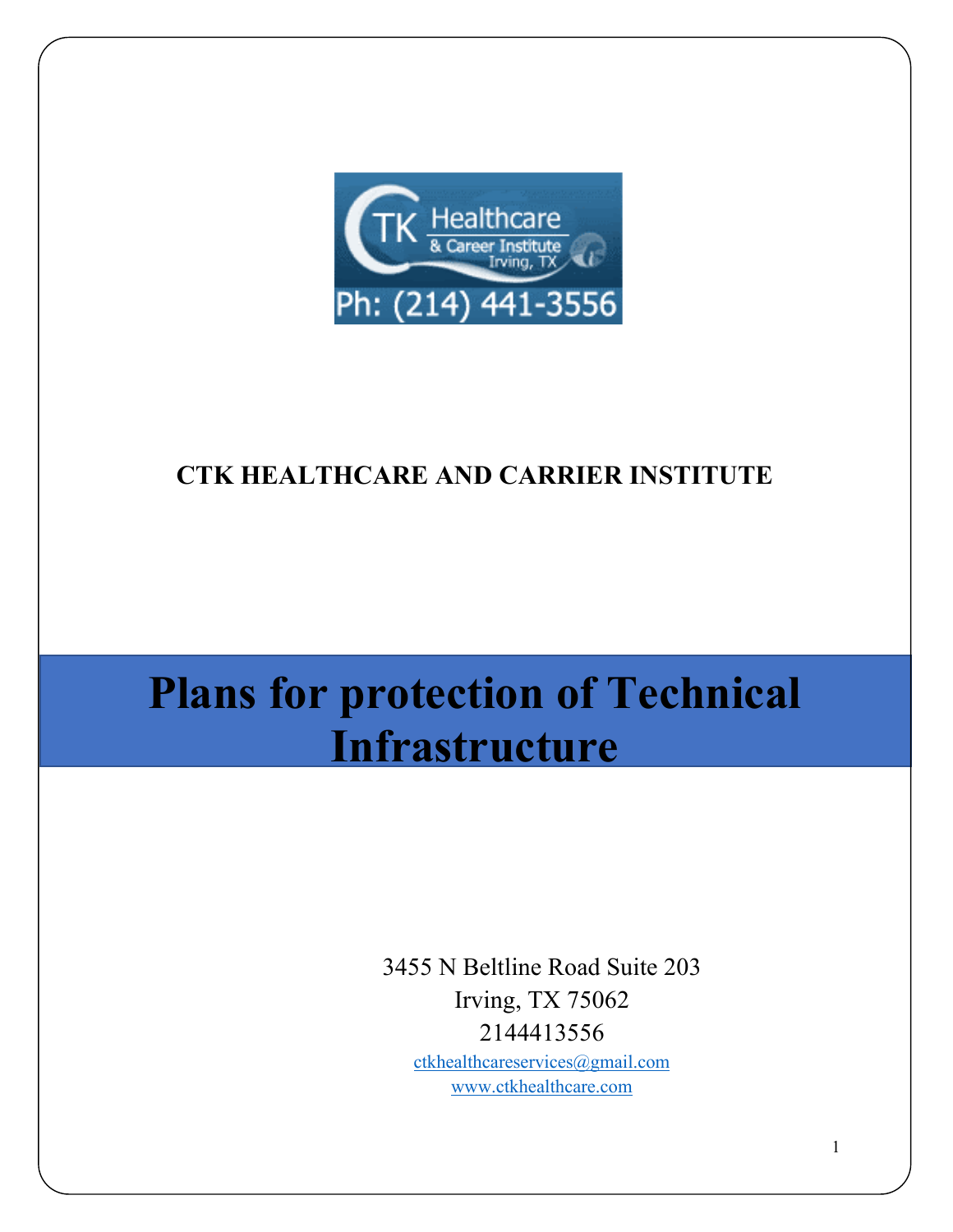**CTK HEALTHCARE AND CARRIER INSTITUTE**

# Plans for protection of Technical Infrastructure

3455 N Beltline Road Suite 203
Irving, TX 75062
2144413556
ctkhealthcareservices@gmail.com
www.ctkhealthcare.com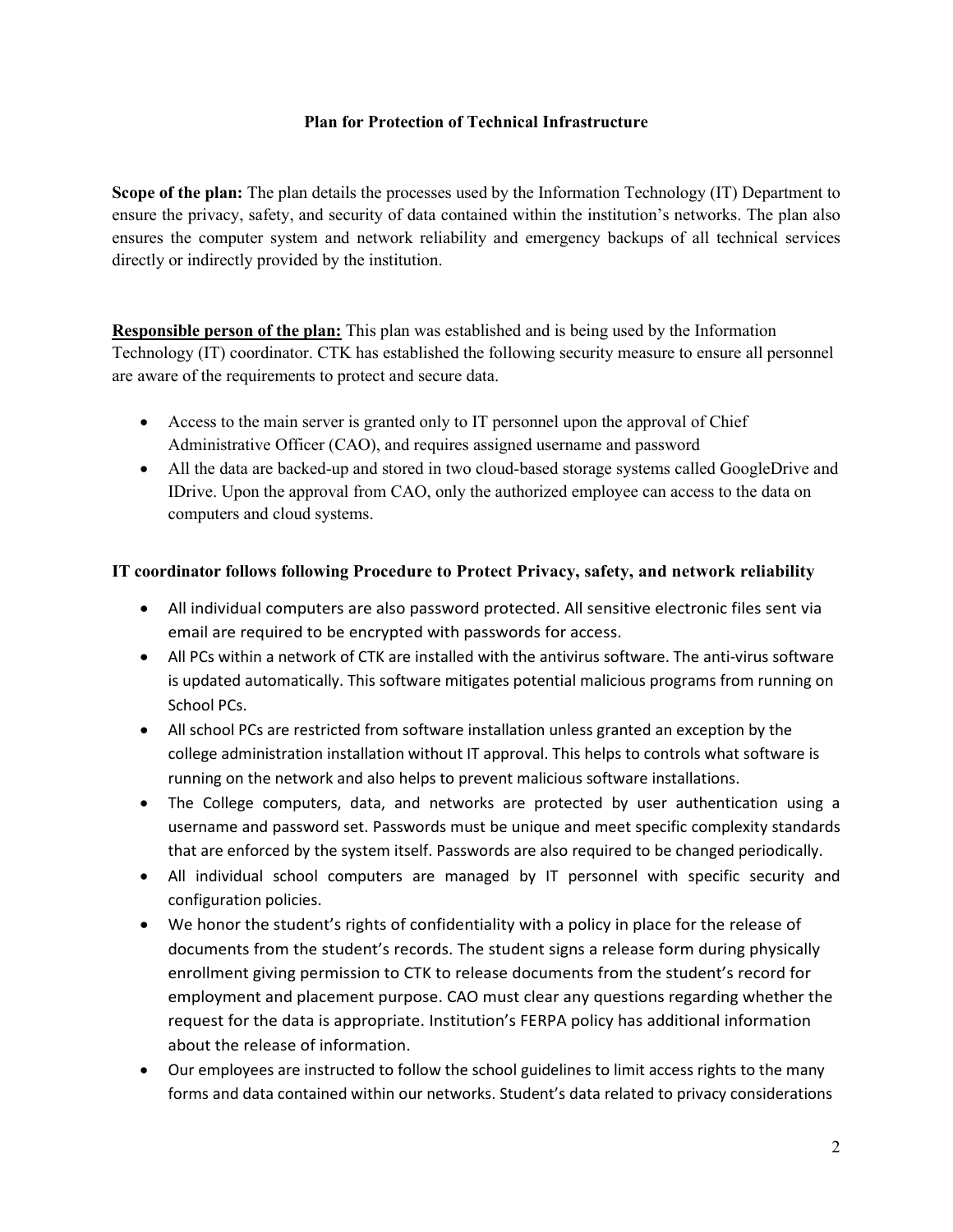**Plan for Protection of Technical Infrastructure**

**Scope of the plan:** The plan details the processes used by the Information Technology (IT) Department to ensure the privacy, safety, and security of data contained within the institution's networks. The plan also ensures the computer system and network reliability and emergency backups of all technical services directly or indirectly provided by the institution.

**Responsible person of the plan:** This plan was established and is being used by the Information Technology (IT) coordinator. CTK has established the following security measure to ensure all personnel are aware of the requirements to protect and secure data.

- Access to the main server is granted only to IT personnel upon the approval of Chief Administrative Officer (CAO), and requires assigned username and password
- All the data are backed-up and stored in two cloud-based storage systems called GoogleDrive and IDrive. Upon the approval from CAO, only the authorized employee can access to the data on computers and cloud systems.

**IT coordinator follows following Procedure to Protect Privacy, safety, and network reliability**

- All individual computers are also password protected. All sensitive electronic files sent via email are required to be encrypted with passwords for access.
- All PCs within a network of CTK are installed with the antivirus software. The anti-virus software is updated automatically. This software mitigates potential malicious programs from running on School PCs.
- All school PCs are restricted from software installation unless granted an exception by the college administration installation without IT approval. This helps to controls what software is running on the network and also helps to prevent malicious software installations.
- The College computers, data, and networks are protected by user authentication using a username and password set. Passwords must be unique and meet specific complexity standards that are enforced by the system itself. Passwords are also required to be changed periodically.
- All individual school computers are managed by IT personnel with specific security and configuration policies.
- We honor the student's rights of confidentiality with a policy in place for the release of documents from the student's records. The student signs a release form during physically enrollment giving permission to CTK to release documents from the student's record for employment and placement purpose. CAO must clear any questions regarding whether the request for the data is appropriate. Institution's FERPA policy has additional information about the release of information.
- Our employees are instructed to follow the school guidelines to limit access rights to the many forms and data contained within our networks. Student's data related to privacy considerations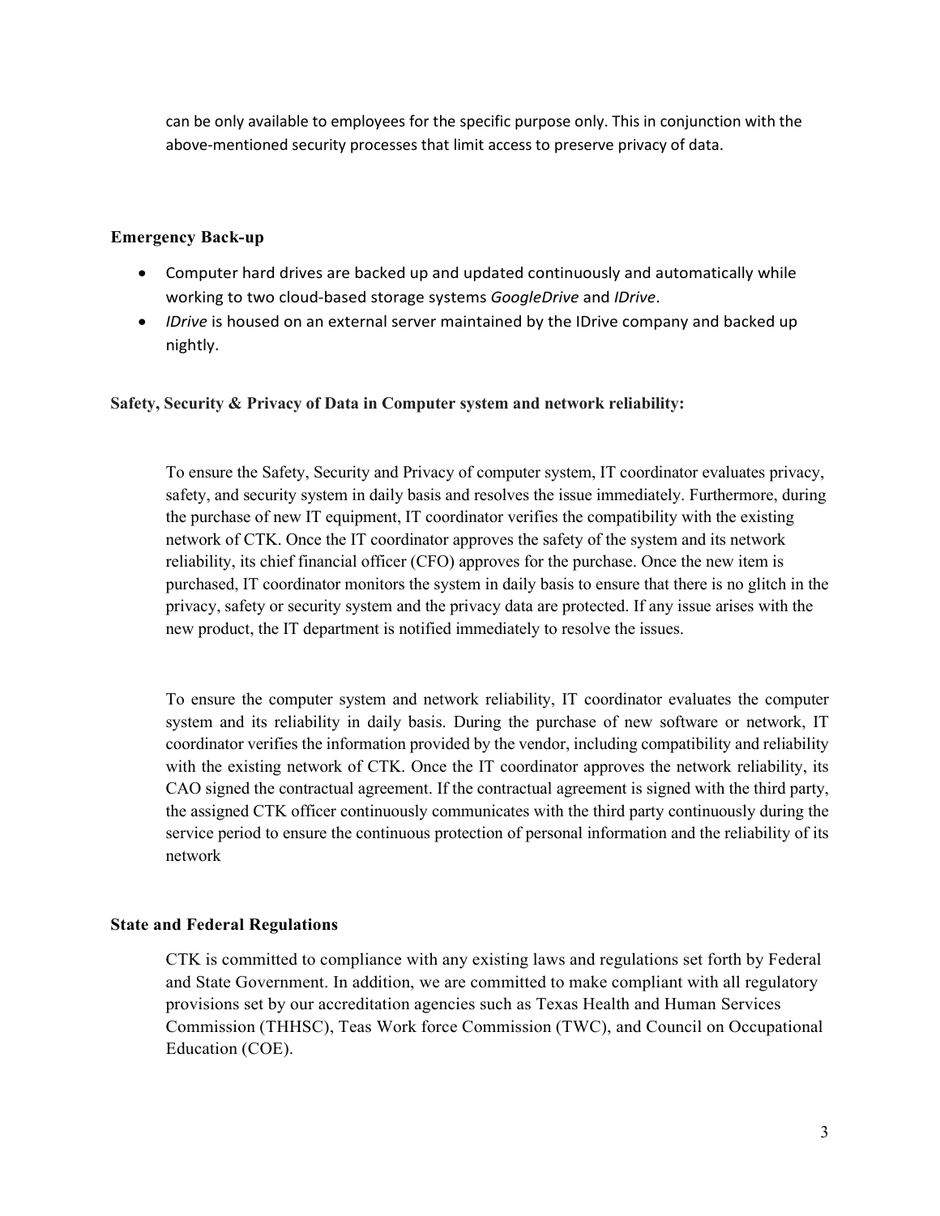can be only available to employees for the specific purpose only. This in conjunction with the above-mentioned security processes that limit access to preserve privacy of data.

**Emergency Back-up**

- Computer hard drives are backed up and updated continuously and automatically while working to two cloud-based storage systems *GoogleDrive* and *IDrive*.
- *IDrive* is housed on an external server maintained by the IDrive company and backed up nightly.

**Safety, Security & Privacy of Data in Computer system and network reliability:**

To ensure the Safety, Security and Privacy of computer system, IT coordinator evaluates privacy, safety, and security system in daily basis and resolves the issue immediately. Furthermore, during the purchase of new IT equipment, IT coordinator verifies the compatibility with the existing network of CTK. Once the IT coordinator approves the safety of the system and its network reliability, its chief financial officer (CFO) approves for the purchase. Once the new item is purchased, IT coordinator monitors the system in daily basis to ensure that there is no glitch in the privacy, safety or security system and the privacy data are protected. If any issue arises with the new product, the IT department is notified immediately to resolve the issues.

To ensure the computer system and network reliability, IT coordinator evaluates the computer system and its reliability in daily basis. During the purchase of new software or network, IT coordinator verifies the information provided by the vendor, including compatibility and reliability with the existing network of CTK. Once the IT coordinator approves the network reliability, its CAO signed the contractual agreement. If the contractual agreement is signed with the third party, the assigned CTK officer continuously communicates with the third party continuously during the service period to ensure the continuous protection of personal information and the reliability of its network

**State and Federal Regulations**

CTK is committed to compliance with any existing laws and regulations set forth by Federal and State Government. In addition, we are committed to make compliant with all regulatory provisions set by our accreditation agencies such as Texas Health and Human Services Commission (THHSC), Teas Work force Commission (TWC), and Council on Occupational Education (COE).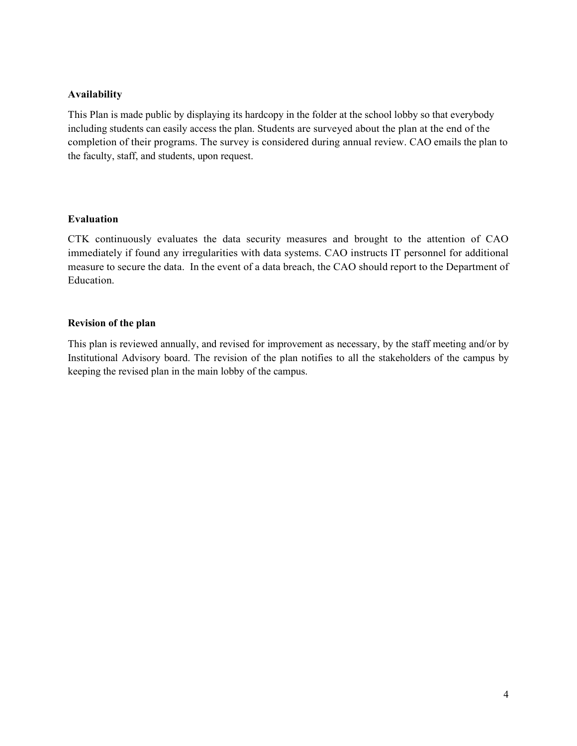### Availability

This Plan is made public by displaying its hardcopy in the folder at the school lobby so that everybody including students can easily access the plan. Students are surveyed about the plan at the end of the completion of their programs. The survey is considered during annual review. CAO emails the plan to the faculty, staff, and students, upon request.

### Evaluation

CTK continuously evaluates the data security measures and brought to the attention of CAO immediately if found any irregularities with data systems. CAO instructs IT personnel for additional measure to secure the data. In the event of a data breach, the CAO should report to the Department of Education.

### Revision of the plan

This plan is reviewed annually, and revised for improvement as necessary, by the staff meeting and/or by Institutional Advisory board. The revision of the plan notifies to all the stakeholders of the campus by keeping the revised plan in the main lobby of the campus.